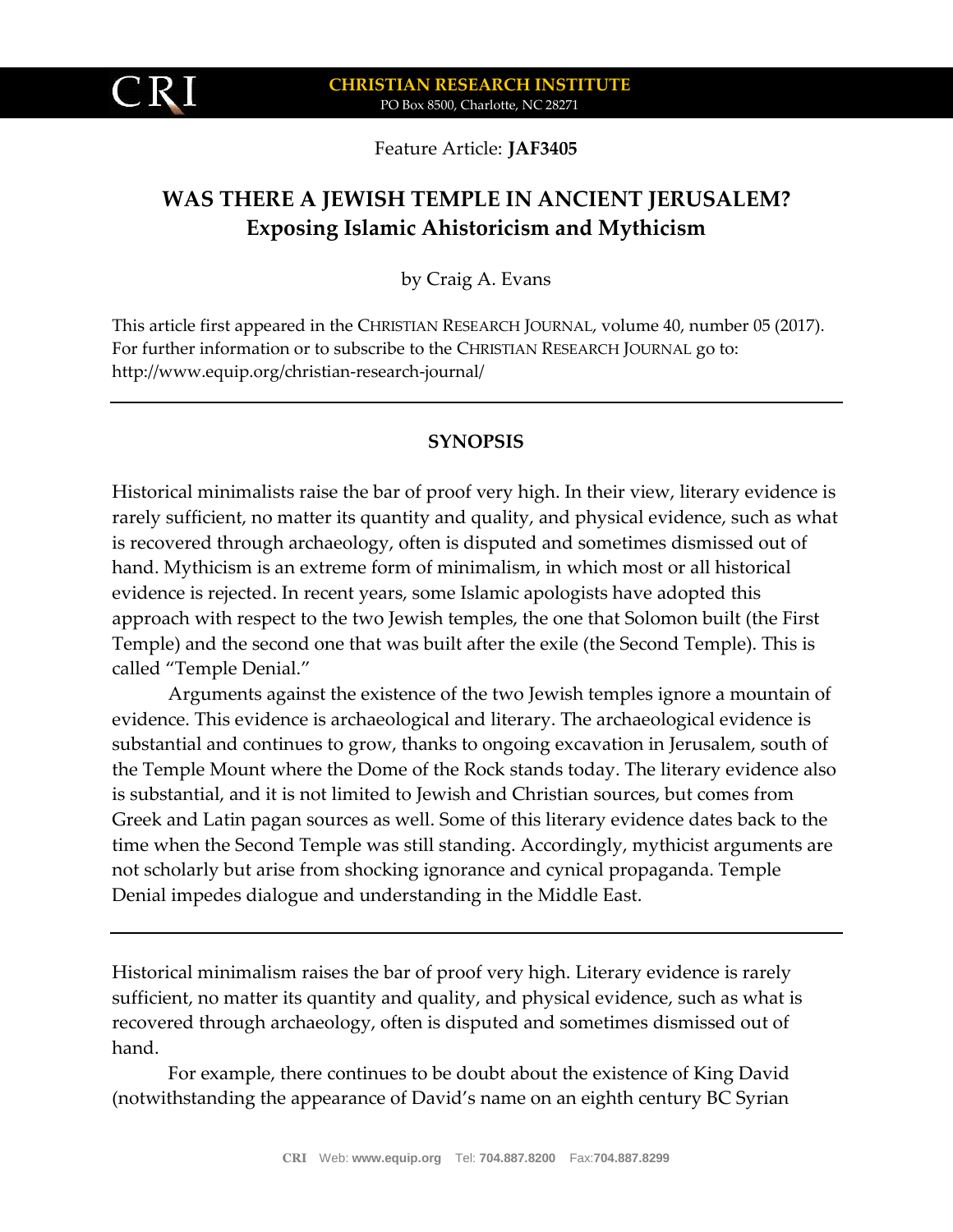Feature Article: **JAF3405**

# WAS THERE A JEWISH TEMPLE IN ANCIENT JERUSALEM?
## Exposing Islamic Ahistoricism and Mythicism

by Craig A. Evans

This article first appeared in the CHRISTIAN RESEARCH JOURNAL, volume 40, number 05 (2017). For further information or to subscribe to the CHRISTIAN RESEARCH JOURNAL go to: http://www.equip.org/christian-research-journal/

---

**SYNOPSIS**

Historical minimalists raise the bar of proof very high. In their view, literary evidence is rarely sufficient, no matter its quantity and quality, and physical evidence, such as what is recovered through archaeology, often is disputed and sometimes dismissed out of hand. Mythicism is an extreme form of minimalism, in which most or all historical evidence is rejected. In recent years, some Islamic apologists have adopted this approach with respect to the two Jewish temples, the one that Solomon built (the First Temple) and the second one that was built after the exile (the Second Temple). This is called "Temple Denial."

Arguments against the existence of the two Jewish temples ignore a mountain of evidence. This evidence is archaeological and literary. The archaeological evidence is substantial and continues to grow, thanks to ongoing excavation in Jerusalem, south of the Temple Mount where the Dome of the Rock stands today. The literary evidence also is substantial, and it is not limited to Jewish and Christian sources, but comes from Greek and Latin pagan sources as well. Some of this literary evidence dates back to the time when the Second Temple was still standing. Accordingly, mythicist arguments are not scholarly but arise from shocking ignorance and cynical propaganda. Temple Denial impedes dialogue and understanding in the Middle East.

---

Historical minimalism raises the bar of proof very high. Literary evidence is rarely sufficient, no matter its quantity and quality, and physical evidence, such as what is recovered through archaeology, often is disputed and sometimes dismissed out of hand.

For example, there continues to be doubt about the existence of King David (notwithstanding the appearance of David's name on an eighth century BC Syrian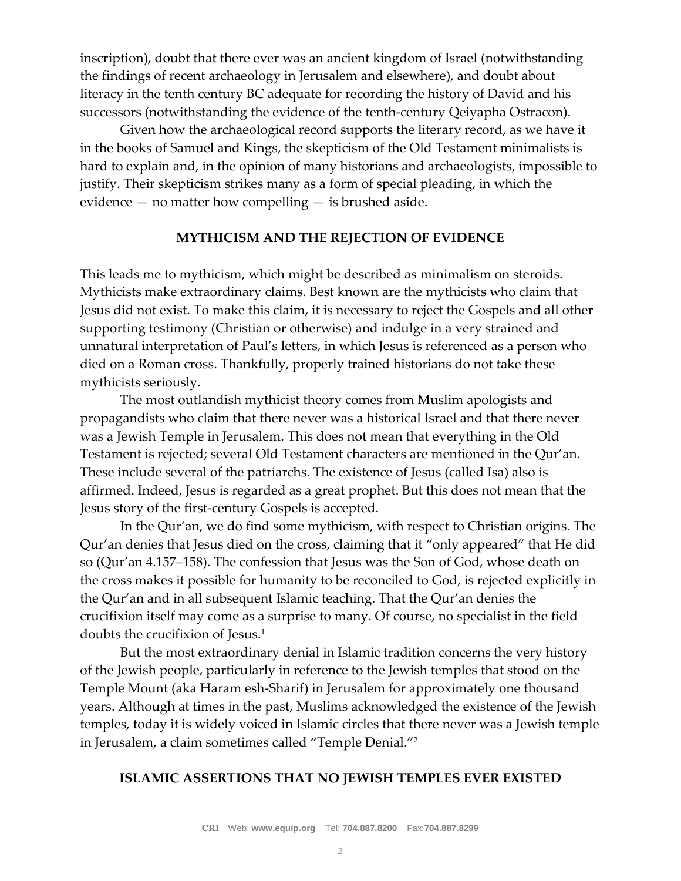inscription), doubt that there ever was an ancient kingdom of Israel (notwithstanding the findings of recent archaeology in Jerusalem and elsewhere), and doubt about literacy in the tenth century BC adequate for recording the history of David and his successors (notwithstanding the evidence of the tenth-century Qeiyapha Ostracon).

Given how the archaeological record supports the literary record, as we have it in the books of Samuel and Kings, the skepticism of the Old Testament minimalists is hard to explain and, in the opinion of many historians and archaeologists, impossible to justify. Their skepticism strikes many as a form of special pleading, in which the evidence — no matter how compelling — is brushed aside.

## MYTHICISM AND THE REJECTION OF EVIDENCE

This leads me to mythicism, which might be described as minimalism on steroids. Mythicists make extraordinary claims. Best known are the mythicists who claim that Jesus did not exist. To make this claim, it is necessary to reject the Gospels and all other supporting testimony (Christian or otherwise) and indulge in a very strained and unnatural interpretation of Paul's letters, in which Jesus is referenced as a person who died on a Roman cross. Thankfully, properly trained historians do not take these mythicists seriously.

The most outlandish mythicist theory comes from Muslim apologists and propagandists who claim that there never was a historical Israel and that there never was a Jewish Temple in Jerusalem. This does not mean that everything in the Old Testament is rejected; several Old Testament characters are mentioned in the Qur'an. These include several of the patriarchs. The existence of Jesus (called Isa) also is affirmed. Indeed, Jesus is regarded as a great prophet. But this does not mean that the Jesus story of the first-century Gospels is accepted.

In the Qur'an, we do find some mythicism, with respect to Christian origins. The Qur'an denies that Jesus died on the cross, claiming that it "only appeared" that He did so (Qur'an 4.157–158). The confession that Jesus was the Son of God, whose death on the cross makes it possible for humanity to be reconciled to God, is rejected explicitly in the Qur'an and in all subsequent Islamic teaching. That the Qur'an denies the crucifixion itself may come as a surprise to many. Of course, no specialist in the field doubts the crucifixion of Jesus.[1]

But the most extraordinary denial in Islamic tradition concerns the very history of the Jewish people, particularly in reference to the Jewish temples that stood on the Temple Mount (aka Haram esh-Sharif) in Jerusalem for approximately one thousand years. Although at times in the past, Muslims acknowledged the existence of the Jewish temples, today it is widely voiced in Islamic circles that there never was a Jewish temple in Jerusalem, a claim sometimes called "Temple Denial."[2]

## ISLAMIC ASSERTIONS THAT NO JEWISH TEMPLES EVER EXISTED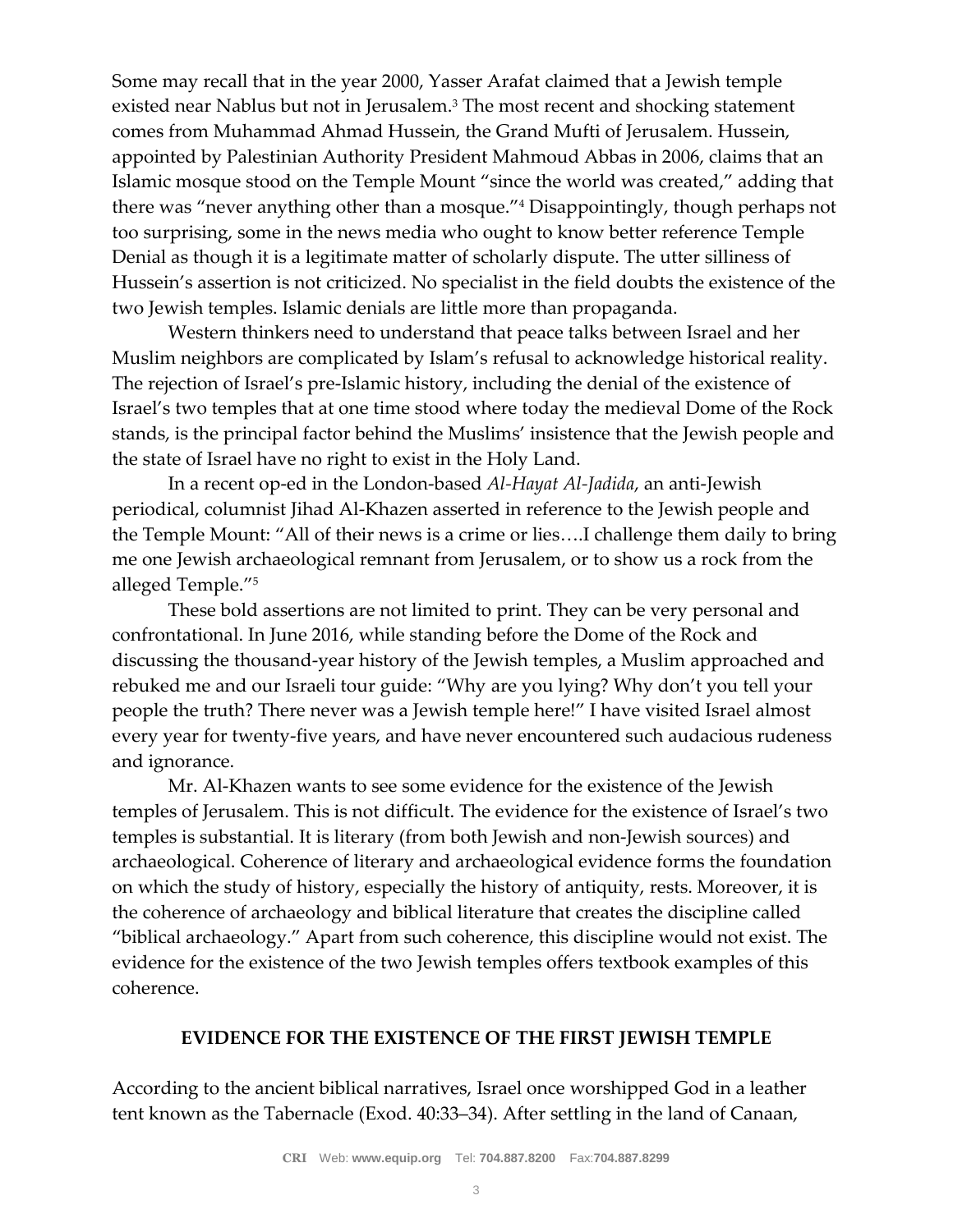Some may recall that in the year 2000, Yasser Arafat claimed that a Jewish temple existed near Nablus but not in Jerusalem.[3] The most recent and shocking statement comes from Muhammad Ahmad Hussein, the Grand Mufti of Jerusalem. Hussein, appointed by Palestinian Authority President Mahmoud Abbas in 2006, claims that an Islamic mosque stood on the Temple Mount "since the world was created," adding that there was "never anything other than a mosque."[4] Disappointingly, though perhaps not too surprising, some in the news media who ought to know better reference Temple Denial as though it is a legitimate matter of scholarly dispute. The utter silliness of Hussein's assertion is not criticized. No specialist in the field doubts the existence of the two Jewish temples. Islamic denials are little more than propaganda.

Western thinkers need to understand that peace talks between Israel and her Muslim neighbors are complicated by Islam's refusal to acknowledge historical reality. The rejection of Israel's pre-Islamic history, including the denial of the existence of Israel's two temples that at one time stood where today the medieval Dome of the Rock stands, is the principal factor behind the Muslims' insistence that the Jewish people and the state of Israel have no right to exist in the Holy Land.

In a recent op-ed in the London-based *Al-Hayat Al-Jadida*, an anti-Jewish periodical, columnist Jihad Al-Khazen asserted in reference to the Jewish people and the Temple Mount: "All of their news is a crime or lies….I challenge them daily to bring me one Jewish archaeological remnant from Jerusalem, or to show us a rock from the alleged Temple."[5]

These bold assertions are not limited to print. They can be very personal and confrontational. In June 2016, while standing before the Dome of the Rock and discussing the thousand-year history of the Jewish temples, a Muslim approached and rebuked me and our Israeli tour guide: "Why are you lying? Why don't you tell your people the truth? There never was a Jewish temple here!" I have visited Israel almost every year for twenty-five years, and have never encountered such audacious rudeness and ignorance.

Mr. Al-Khazen wants to see some evidence for the existence of the Jewish temples of Jerusalem. This is not difficult. The evidence for the existence of Israel's two temples is substantial. It is literary (from both Jewish and non-Jewish sources) and archaeological. Coherence of literary and archaeological evidence forms the foundation on which the study of history, especially the history of antiquity, rests. Moreover, it is the coherence of archaeology and biblical literature that creates the discipline called "biblical archaeology." Apart from such coherence, this discipline would not exist. The evidence for the existence of the two Jewish temples offers textbook examples of this coherence.

## EVIDENCE FOR THE EXISTENCE OF THE FIRST JEWISH TEMPLE

According to the ancient biblical narratives, Israel once worshipped God in a leather tent known as the Tabernacle (Exod. 40:33–34). After settling in the land of Canaan,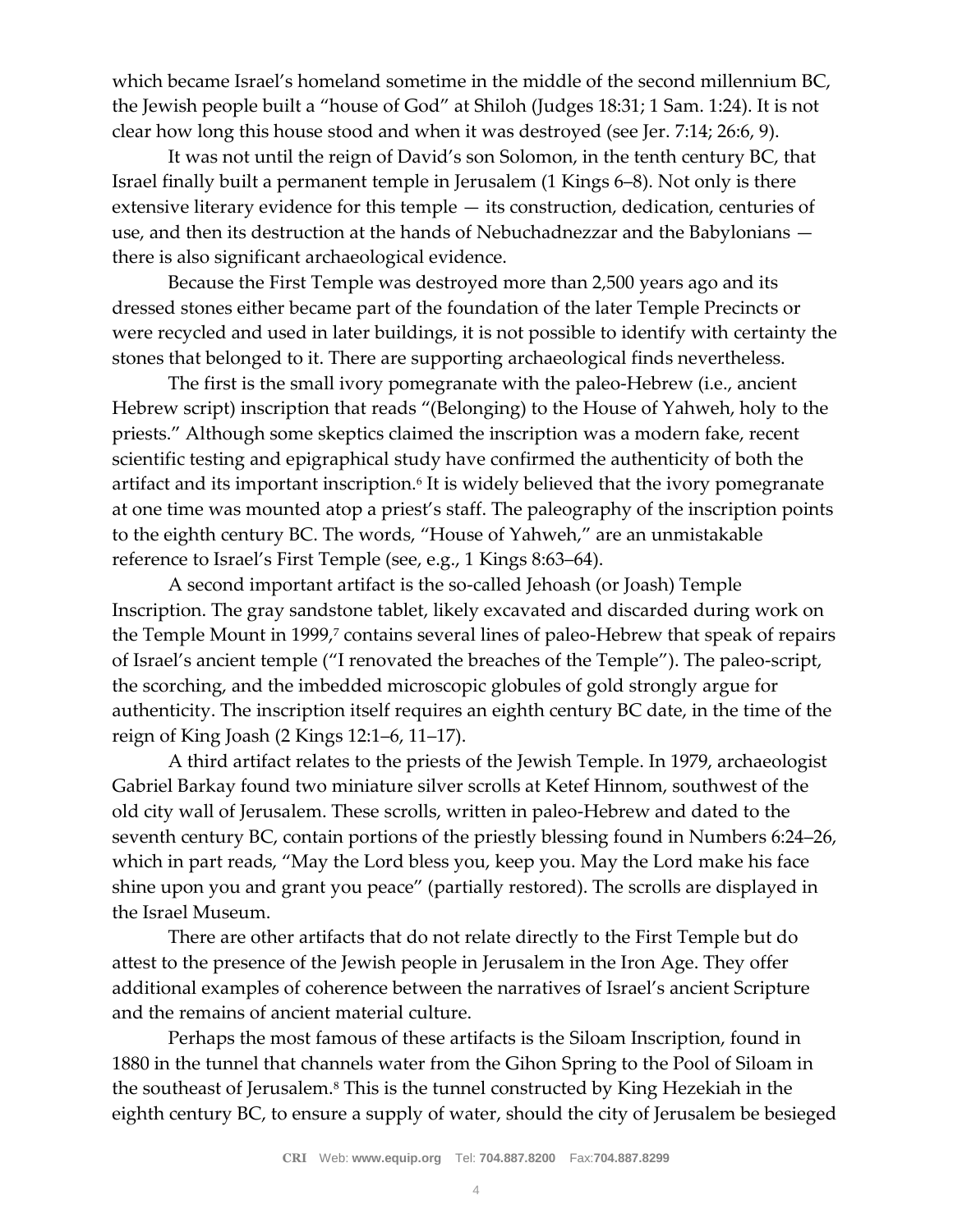which became Israel's homeland sometime in the middle of the second millennium BC, the Jewish people built a "house of God" at Shiloh (Judges 18:31; 1 Sam. 1:24). It is not clear how long this house stood and when it was destroyed (see Jer. 7:14; 26:6, 9).

It was not until the reign of David's son Solomon, in the tenth century BC, that Israel finally built a permanent temple in Jerusalem (1 Kings 6–8). Not only is there extensive literary evidence for this temple — its construction, dedication, centuries of use, and then its destruction at the hands of Nebuchadnezzar and the Babylonians — there is also significant archaeological evidence.

Because the First Temple was destroyed more than 2,500 years ago and its dressed stones either became part of the foundation of the later Temple Precincts or were recycled and used in later buildings, it is not possible to identify with certainty the stones that belonged to it. There are supporting archaeological finds nevertheless.

The first is the small ivory pomegranate with the paleo-Hebrew (i.e., ancient Hebrew script) inscription that reads "(Belonging) to the House of Yahweh, holy to the priests." Although some skeptics claimed the inscription was a modern fake, recent scientific testing and epigraphical study have confirmed the authenticity of both the artifact and its important inscription.[6] It is widely believed that the ivory pomegranate at one time was mounted atop a priest's staff. The paleography of the inscription points to the eighth century BC. The words, "House of Yahweh," are an unmistakable reference to Israel's First Temple (see, e.g., 1 Kings 8:63–64).

A second important artifact is the so-called Jehoash (or Joash) Temple Inscription. The gray sandstone tablet, likely excavated and discarded during work on the Temple Mount in 1999,[7] contains several lines of paleo-Hebrew that speak of repairs of Israel's ancient temple ("I renovated the breaches of the Temple"). The paleo-script, the scorching, and the imbedded microscopic globules of gold strongly argue for authenticity. The inscription itself requires an eighth century BC date, in the time of the reign of King Joash (2 Kings 12:1–6, 11–17).

A third artifact relates to the priests of the Jewish Temple. In 1979, archaeologist Gabriel Barkay found two miniature silver scrolls at Ketef Hinnom, southwest of the old city wall of Jerusalem. These scrolls, written in paleo-Hebrew and dated to the seventh century BC, contain portions of the priestly blessing found in Numbers 6:24–26, which in part reads, "May the Lord bless you, keep you. May the Lord make his face shine upon you and grant you peace" (partially restored). The scrolls are displayed in the Israel Museum.

There are other artifacts that do not relate directly to the First Temple but do attest to the presence of the Jewish people in Jerusalem in the Iron Age. They offer additional examples of coherence between the narratives of Israel's ancient Scripture and the remains of ancient material culture.

Perhaps the most famous of these artifacts is the Siloam Inscription, found in 1880 in the tunnel that channels water from the Gihon Spring to the Pool of Siloam in the southeast of Jerusalem.[8] This is the tunnel constructed by King Hezekiah in the eighth century BC, to ensure a supply of water, should the city of Jerusalem be besieged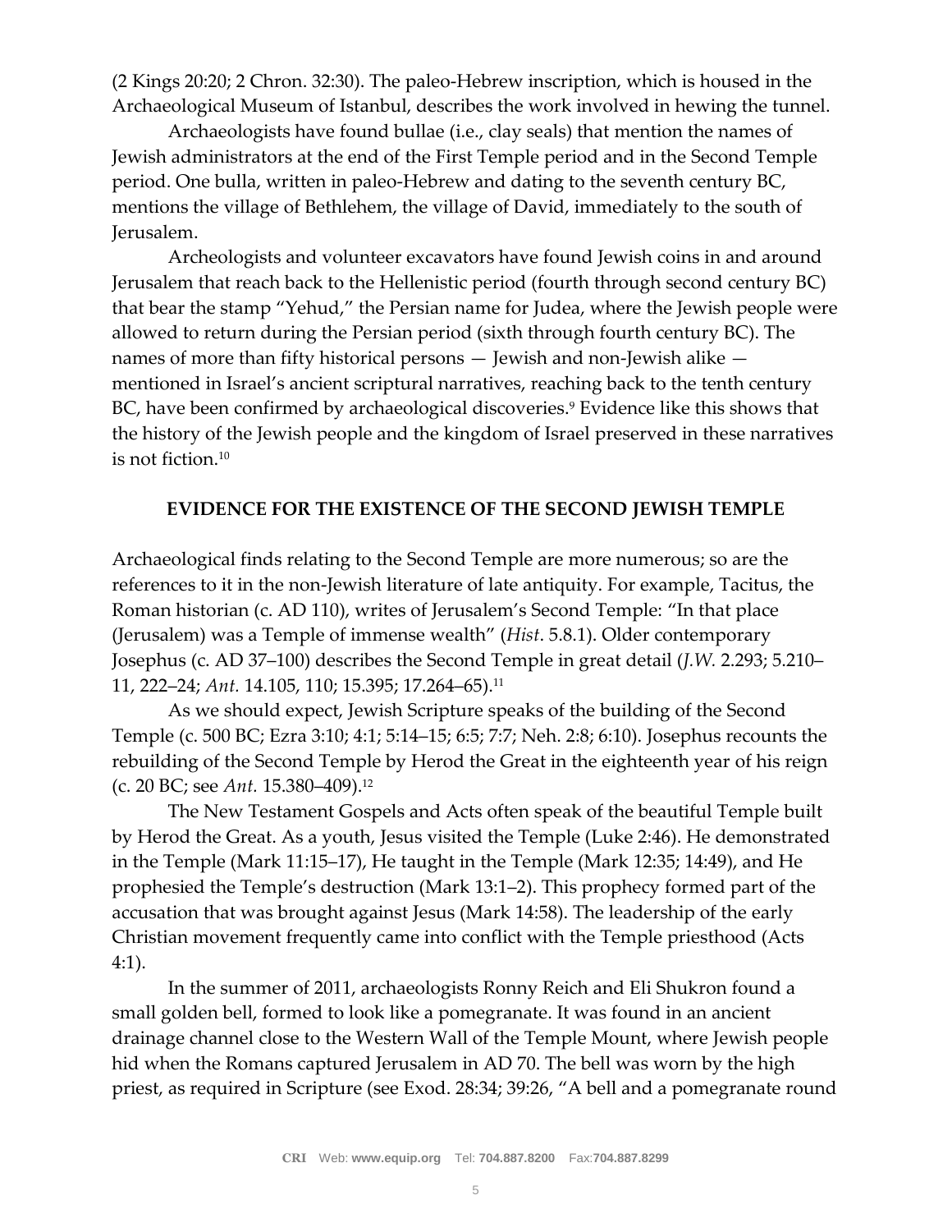(2 Kings 20:20; 2 Chron. 32:30). The paleo-Hebrew inscription, which is housed in the Archaeological Museum of Istanbul, describes the work involved in hewing the tunnel.

Archaeologists have found bullae (i.e., clay seals) that mention the names of Jewish administrators at the end of the First Temple period and in the Second Temple period. One bulla, written in paleo-Hebrew and dating to the seventh century BC, mentions the village of Bethlehem, the village of David, immediately to the south of Jerusalem.

Archeologists and volunteer excavators have found Jewish coins in and around Jerusalem that reach back to the Hellenistic period (fourth through second century BC) that bear the stamp "Yehud," the Persian name for Judea, where the Jewish people were allowed to return during the Persian period (sixth through fourth century BC). The names of more than fifty historical persons — Jewish and non-Jewish alike — mentioned in Israel's ancient scriptural narratives, reaching back to the tenth century BC, have been confirmed by archaeological discoveries.[9] Evidence like this shows that the history of the Jewish people and the kingdom of Israel preserved in these narratives is not fiction.[10]

## EVIDENCE FOR THE EXISTENCE OF THE SECOND JEWISH TEMPLE

Archaeological finds relating to the Second Temple are more numerous; so are the references to it in the non-Jewish literature of late antiquity. For example, Tacitus, the Roman historian (c. AD 110), writes of Jerusalem's Second Temple: "In that place (Jerusalem) was a Temple of immense wealth" (*Hist*. 5.8.1). Older contemporary Josephus (c. AD 37–100) describes the Second Temple in great detail (*J.W.* 2.293; 5.210–11, 222–24; *Ant.* 14.105, 110; 15.395; 17.264–65).[11]

As we should expect, Jewish Scripture speaks of the building of the Second Temple (c. 500 BC; Ezra 3:10; 4:1; 5:14–15; 6:5; 7:7; Neh. 2:8; 6:10). Josephus recounts the rebuilding of the Second Temple by Herod the Great in the eighteenth year of his reign (c. 20 BC; see *Ant.* 15.380–409).[12]

The New Testament Gospels and Acts often speak of the beautiful Temple built by Herod the Great. As a youth, Jesus visited the Temple (Luke 2:46). He demonstrated in the Temple (Mark 11:15–17), He taught in the Temple (Mark 12:35; 14:49), and He prophesied the Temple's destruction (Mark 13:1–2). This prophecy formed part of the accusation that was brought against Jesus (Mark 14:58). The leadership of the early Christian movement frequently came into conflict with the Temple priesthood (Acts 4:1).

In the summer of 2011, archaeologists Ronny Reich and Eli Shukron found a small golden bell, formed to look like a pomegranate. It was found in an ancient drainage channel close to the Western Wall of the Temple Mount, where Jewish people hid when the Romans captured Jerusalem in AD 70. The bell was worn by the high priest, as required in Scripture (see Exod. 28:34; 39:26, "A bell and a pomegranate round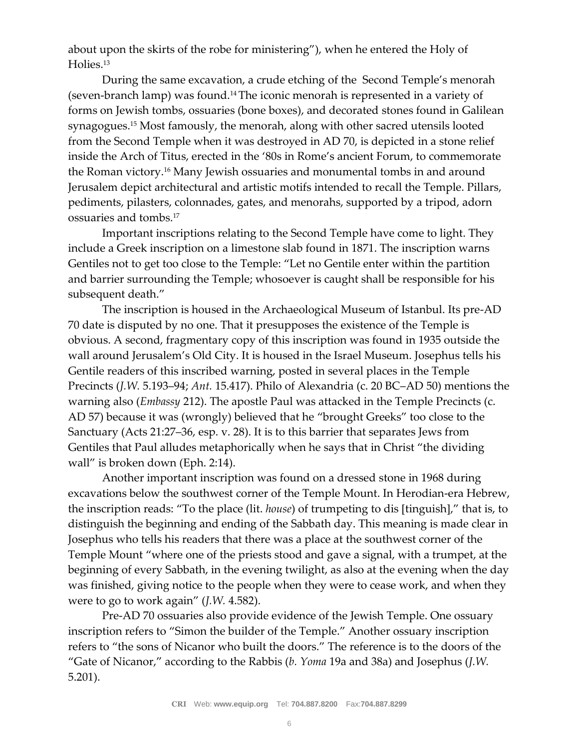about upon the skirts of the robe for ministering"), when he entered the Holy of Holies.[13]

During the same excavation, a crude etching of the Second Temple's menorah (seven-branch lamp) was found.[14] The iconic menorah is represented in a variety of forms on Jewish tombs, ossuaries (bone boxes), and decorated stones found in Galilean synagogues.[15] Most famously, the menorah, along with other sacred utensils looted from the Second Temple when it was destroyed in AD 70, is depicted in a stone relief inside the Arch of Titus, erected in the '80s in Rome's ancient Forum, to commemorate the Roman victory.[16] Many Jewish ossuaries and monumental tombs in and around Jerusalem depict architectural and artistic motifs intended to recall the Temple. Pillars, pediments, pilasters, colonnades, gates, and menorahs, supported by a tripod, adorn ossuaries and tombs.[17]

Important inscriptions relating to the Second Temple have come to light. They include a Greek inscription on a limestone slab found in 1871. The inscription warns Gentiles not to get too close to the Temple: "Let no Gentile enter within the partition and barrier surrounding the Temple; whosoever is caught shall be responsible for his subsequent death."

The inscription is housed in the Archaeological Museum of Istanbul. Its pre-AD 70 date is disputed by no one. That it presupposes the existence of the Temple is obvious. A second, fragmentary copy of this inscription was found in 1935 outside the wall around Jerusalem's Old City. It is housed in the Israel Museum. Josephus tells his Gentile readers of this inscribed warning, posted in several places in the Temple Precincts (*J.W.* 5.193–94; *Ant.* 15.417). Philo of Alexandria (c. 20 BC–AD 50) mentions the warning also (*Embassy* 212). The apostle Paul was attacked in the Temple Precincts (c. AD 57) because it was (wrongly) believed that he "brought Greeks" too close to the Sanctuary (Acts 21:27–36, esp. v. 28). It is to this barrier that separates Jews from Gentiles that Paul alludes metaphorically when he says that in Christ "the dividing wall" is broken down (Eph. 2:14).

Another important inscription was found on a dressed stone in 1968 during excavations below the southwest corner of the Temple Mount. In Herodian-era Hebrew, the inscription reads: "To the place (lit. *house*) of trumpeting to dis [tinguish]," that is, to distinguish the beginning and ending of the Sabbath day. This meaning is made clear in Josephus who tells his readers that there was a place at the southwest corner of the Temple Mount "where one of the priests stood and gave a signal, with a trumpet, at the beginning of every Sabbath, in the evening twilight, as also at the evening when the day was finished, giving notice to the people when they were to cease work, and when they were to go to work again" (*J.W.* 4.582).

Pre-AD 70 ossuaries also provide evidence of the Jewish Temple. One ossuary inscription refers to "Simon the builder of the Temple." Another ossuary inscription refers to "the sons of Nicanor who built the doors." The reference is to the doors of the "Gate of Nicanor," according to the Rabbis (*b. Yoma* 19a and 38a) and Josephus (*J.W.* 5.201).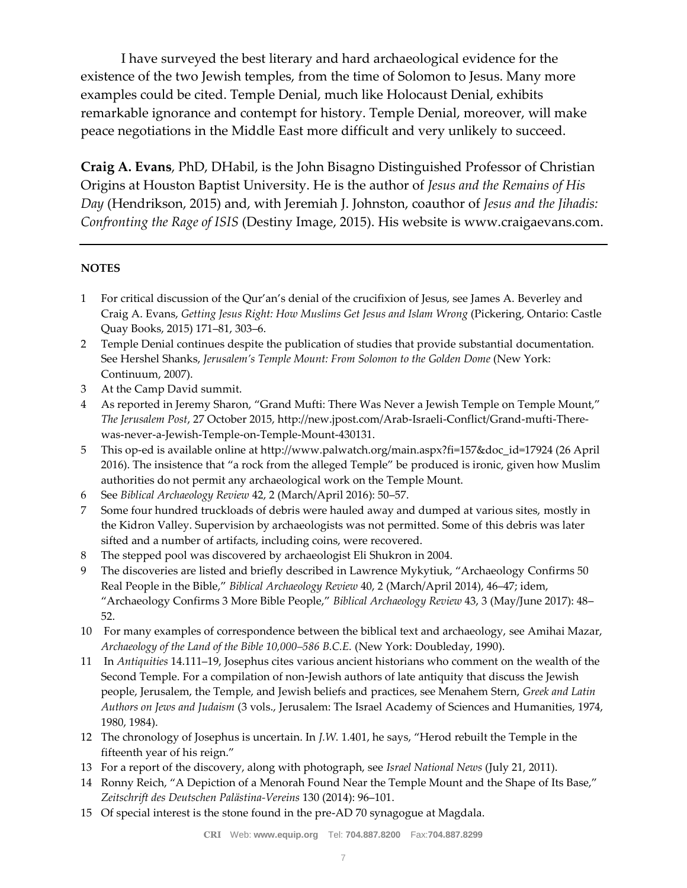I have surveyed the best literary and hard archaeological evidence for the existence of the two Jewish temples, from the time of Solomon to Jesus. Many more examples could be cited. Temple Denial, much like Holocaust Denial, exhibits remarkable ignorance and contempt for history. Temple Denial, moreover, will make peace negotiations in the Middle East more difficult and very unlikely to succeed.

**Craig A. Evans**, PhD, DHabil, is the John Bisagno Distinguished Professor of Christian Origins at Houston Baptist University. He is the author of *Jesus and the Remains of His Day* (Hendrikson, 2015) and, with Jeremiah J. Johnston, coauthor of *Jesus and the Jihadis: Confronting the Rage of ISIS* (Destiny Image, 2015). His website is www.craigaevans.com.

---

**NOTES**

1. For critical discussion of the Qur'an's denial of the crucifixion of Jesus, see James A. Beverley and Craig A. Evans, *Getting Jesus Right: How Muslims Get Jesus and Islam Wrong* (Pickering, Ontario: Castle Quay Books, 2015) 171–81, 303–6.
2. Temple Denial continues despite the publication of studies that provide substantial documentation. See Hershel Shanks, *Jerusalem's Temple Mount: From Solomon to the Golden Dome* (New York: Continuum, 2007).
3. At the Camp David summit.
4. As reported in Jeremy Sharon, "Grand Mufti: There Was Never a Jewish Temple on Temple Mount," *The Jerusalem Post*, 27 October 2015, http://new.jpost.com/Arab-Israeli-Conflict/Grand-mufti-There-was-never-a-Jewish-Temple-on-Temple-Mount-430131.
5. This op-ed is available online at http://www.palwatch.org/main.aspx?fi=157&doc_id=17924 (26 April 2016). The insistence that "a rock from the alleged Temple" be produced is ironic, given how Muslim authorities do not permit any archaeological work on the Temple Mount.
6. See *Biblical Archaeology Review* 42, 2 (March/April 2016): 50–57.
7. Some four hundred truckloads of debris were hauled away and dumped at various sites, mostly in the Kidron Valley. Supervision by archaeologists was not permitted. Some of this debris was later sifted and a number of artifacts, including coins, were recovered.
8. The stepped pool was discovered by archaeologist Eli Shukron in 2004.
9. The discoveries are listed and briefly described in Lawrence Mykytiuk, "Archaeology Confirms 50 Real People in the Bible," *Biblical Archaeology Review* 40, 2 (March/April 2014), 46–47; idem, "Archaeology Confirms 3 More Bible People," *Biblical Archaeology Review* 43, 3 (May/June 2017): 48–52.
10. For many examples of correspondence between the biblical text and archaeology, see Amihai Mazar, *Archaeology of the Land of the Bible 10,000–586 B.C.E.* (New York: Doubleday, 1990).
11. In *Antiquities* 14.111–19, Josephus cites various ancient historians who comment on the wealth of the Second Temple. For a compilation of non-Jewish authors of late antiquity that discuss the Jewish people, Jerusalem, the Temple, and Jewish beliefs and practices, see Menahem Stern, *Greek and Latin Authors on Jews and Judaism* (3 vols., Jerusalem: The Israel Academy of Sciences and Humanities, 1974, 1980, 1984).
12. The chronology of Josephus is uncertain. In *J.W.* 1.401, he says, "Herod rebuilt the Temple in the fifteenth year of his reign."
13. For a report of the discovery, along with photograph, see *Israel National News* (July 21, 2011).
14. Ronny Reich, "A Depiction of a Menorah Found Near the Temple Mount and the Shape of Its Base," *Zeitschrift des Deutschen Palästina-Vereins* 130 (2014): 96–101.
15. Of special interest is the stone found in the pre-AD 70 synagogue at Magdala.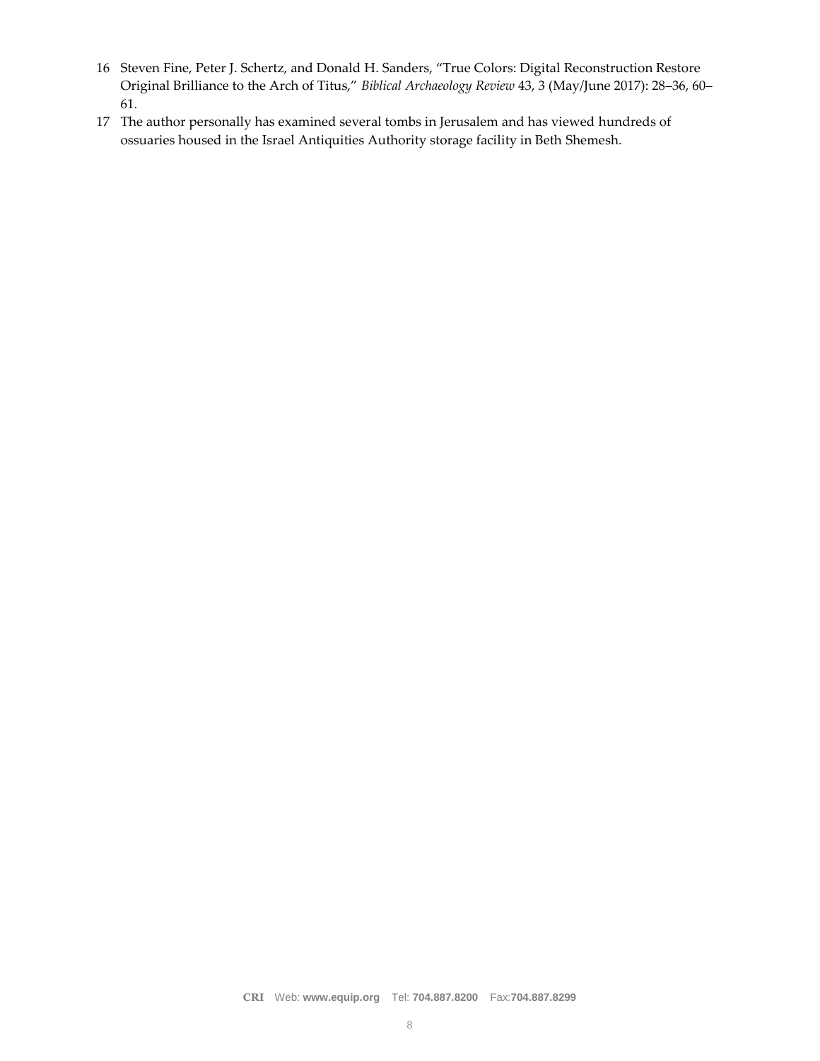16 Steven Fine, Peter J. Schertz, and Donald H. Sanders, "True Colors: Digital Reconstruction Restore Original Brilliance to the Arch of Titus," *Biblical Archaeology Review* 43, 3 (May/June 2017): 28–36, 60–61.

17 The author personally has examined several tombs in Jerusalem and has viewed hundreds of ossuaries housed in the Israel Antiquities Authority storage facility in Beth Shemesh.